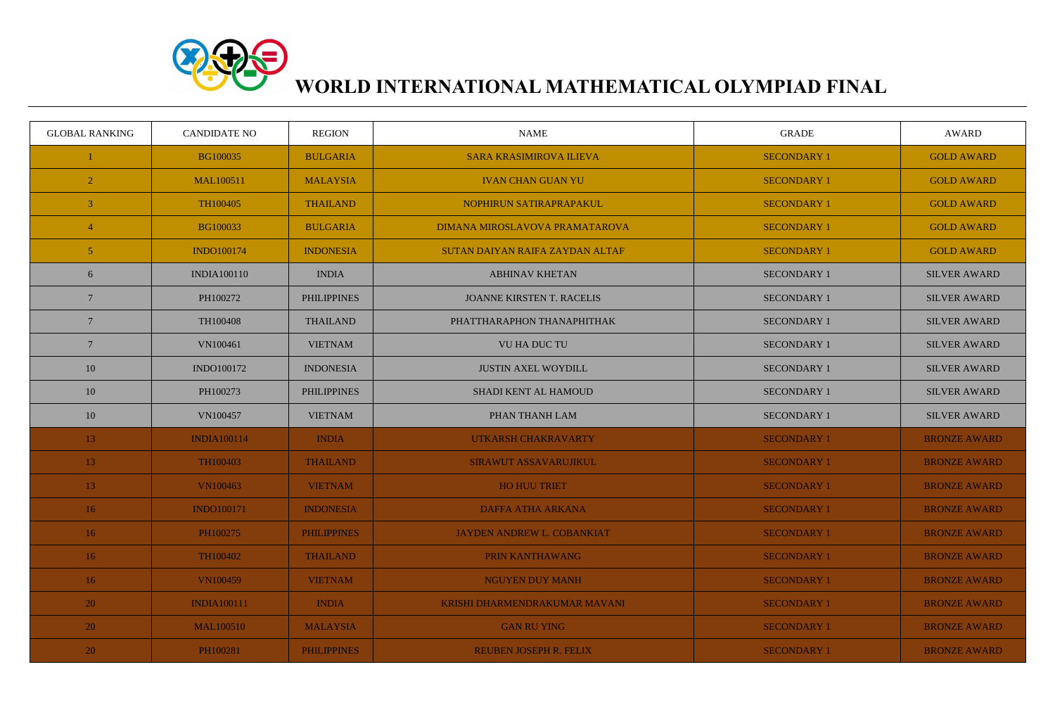# WORLD INTERNATIONAL MATHEMATICAL OLYMPIAD FINAL

| GLOBAL RANKING | CANDIDATE NO | REGION | NAME | GRADE | AWARD |
|---|---|---|---|---|---|
| 1 | BG100035 | BULGARIA | SARA KRASIMIROVA ILIEVA | SECONDARY 1 | GOLD AWARD |
| 2 | MAL100511 | MALAYSIA | IVAN CHAN GUAN YU | SECONDARY 1 | GOLD AWARD |
| 3 | TH100405 | THAILAND | NOPHIRUN SATIRAPRAPAKUL | SECONDARY 1 | GOLD AWARD |
| 4 | BG100033 | BULGARIA | DIMANA MIROSLAVOVA PRAMATAROVA | SECONDARY 1 | GOLD AWARD |
| 5 | INDO100174 | INDONESIA | SUTAN DAIYAN RAIFA ZAYDAN ALTAF | SECONDARY 1 | GOLD AWARD |
| 6 | INDIA100110 | INDIA | ABHINAV KHETAN | SECONDARY 1 | SILVER AWARD |
| 7 | PH100272 | PHILIPPINES | JOANNE KIRSTEN T. RACELIS | SECONDARY 1 | SILVER AWARD |
| 7 | TH100408 | THAILAND | PHATTHARAPHON THANAPHITHAK | SECONDARY 1 | SILVER AWARD |
| 7 | VN100461 | VIETNAM | VU HA DUC TU | SECONDARY 1 | SILVER AWARD |
| 10 | INDO100172 | INDONESIA | JUSTIN AXEL WOYDILL | SECONDARY 1 | SILVER AWARD |
| 10 | PH100273 | PHILIPPINES | SHADI KENT AL HAMOUD | SECONDARY 1 | SILVER AWARD |
| 10 | VN100457 | VIETNAM | PHAN THANH LAM | SECONDARY 1 | SILVER AWARD |
| 13 | INDIA100114 | INDIA | UTKARSH CHAKRAVARTY | SECONDARY 1 | BRONZE AWARD |
| 13 | TH100403 | THAILAND | SIRAWUT ASSAVARUJIKUL | SECONDARY 1 | BRONZE AWARD |
| 13 | VN100463 | VIETNAM | HO HUU TRIET | SECONDARY 1 | BRONZE AWARD |
| 16 | INDO100171 | INDONESIA | DAFFA ATHA ARKANA | SECONDARY 1 | BRONZE AWARD |
| 16 | PH100275 | PHILIPPINES | JAYDEN ANDREW L. COBANKIAT | SECONDARY 1 | BRONZE AWARD |
| 16 | TH100402 | THAILAND | PRIN KANTHAWANG | SECONDARY 1 | BRONZE AWARD |
| 16 | VN100459 | VIETNAM | NGUYEN DUY MANH | SECONDARY 1 | BRONZE AWARD |
| 20 | INDIA100111 | INDIA | KRISHI DHARMENDRAKUMAR MAVANI | SECONDARY 1 | BRONZE AWARD |
| 20 | MAL100510 | MALAYSIA | GAN RU YING | SECONDARY 1 | BRONZE AWARD |
| 20 | PH100281 | PHILIPPINES | REUBEN JOSEPH R. FELIX | SECONDARY 1 | BRONZE AWARD |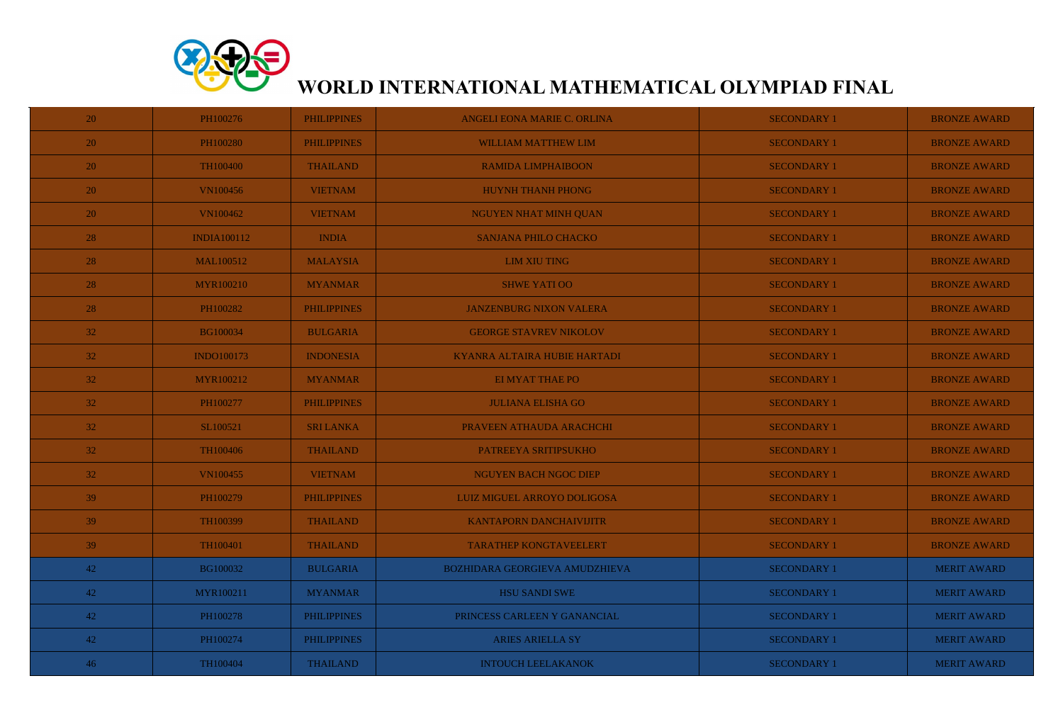# WORLD INTERNATIONAL MATHEMATICAL OLYMPIAD FINAL

| | | | | | |
|---|---|---|---|---|---|
| 20 | PH100276 | PHILIPPINES | ANGELI EONA MARIE C. ORLINA | SECONDARY 1 | BRONZE AWARD |
| 20 | PH100280 | PHILIPPINES | WILLIAM MATTHEW LIM | SECONDARY 1 | BRONZE AWARD |
| 20 | TH100400 | THAILAND | RAMIDA LIMPHAIBOON | SECONDARY 1 | BRONZE AWARD |
| 20 | VN100456 | VIETNAM | HUYNH THANH PHONG | SECONDARY 1 | BRONZE AWARD |
| 20 | VN100462 | VIETNAM | NGUYEN NHAT MINH QUAN | SECONDARY 1 | BRONZE AWARD |
| 28 | INDIA100112 | INDIA | SANJANA PHILO CHACKO | SECONDARY 1 | BRONZE AWARD |
| 28 | MAL100512 | MALAYSIA | LIM XIU TING | SECONDARY 1 | BRONZE AWARD |
| 28 | MYR100210 | MYANMAR | SHWE YATI OO | SECONDARY 1 | BRONZE AWARD |
| 28 | PH100282 | PHILIPPINES | JANZENBURG NIXON VALERA | SECONDARY 1 | BRONZE AWARD |
| 32 | BG100034 | BULGARIA | GEORGE STAVREV NIKOLOV | SECONDARY 1 | BRONZE AWARD |
| 32 | INDO100173 | INDONESIA | KYANRA ALTAIRA HUBIE HARTADI | SECONDARY 1 | BRONZE AWARD |
| 32 | MYR100212 | MYANMAR | EI MYAT THAE PO | SECONDARY 1 | BRONZE AWARD |
| 32 | PH100277 | PHILIPPINES | JULIANA ELISHA GO | SECONDARY 1 | BRONZE AWARD |
| 32 | SL100521 | SRI LANKA | PRAVEEN ATHAUDA ARACHCHI | SECONDARY 1 | BRONZE AWARD |
| 32 | TH100406 | THAILAND | PATREEYA SRITIPSUKHO | SECONDARY 1 | BRONZE AWARD |
| 32 | VN100455 | VIETNAM | NGUYEN BACH NGOC DIEP | SECONDARY 1 | BRONZE AWARD |
| 39 | PH100279 | PHILIPPINES | LUIZ MIGUEL ARROYO DOLIGOSA | SECONDARY 1 | BRONZE AWARD |
| 39 | TH100399 | THAILAND | KANTAPORN DANCHAIVIJITR | SECONDARY 1 | BRONZE AWARD |
| 39 | TH100401 | THAILAND | TARATHEP KONGTAVEELERT | SECONDARY 1 | BRONZE AWARD |
| 42 | BG100032 | BULGARIA | BOZHIDARA GEORGIEVA AMUDZHIEVA | SECONDARY 1 | MERIT AWARD |
| 42 | MYR100211 | MYANMAR | HSU SANDI SWE | SECONDARY 1 | MERIT AWARD |
| 42 | PH100278 | PHILIPPINES | PRINCESS CARLEEN Y GANANCIAL | SECONDARY 1 | MERIT AWARD |
| 42 | PH100274 | PHILIPPINES | ARIES ARIELLA SY | SECONDARY 1 | MERIT AWARD |
| 46 | TH100404 | THAILAND | INTOUCH LEELAKANOK | SECONDARY 1 | MERIT AWARD |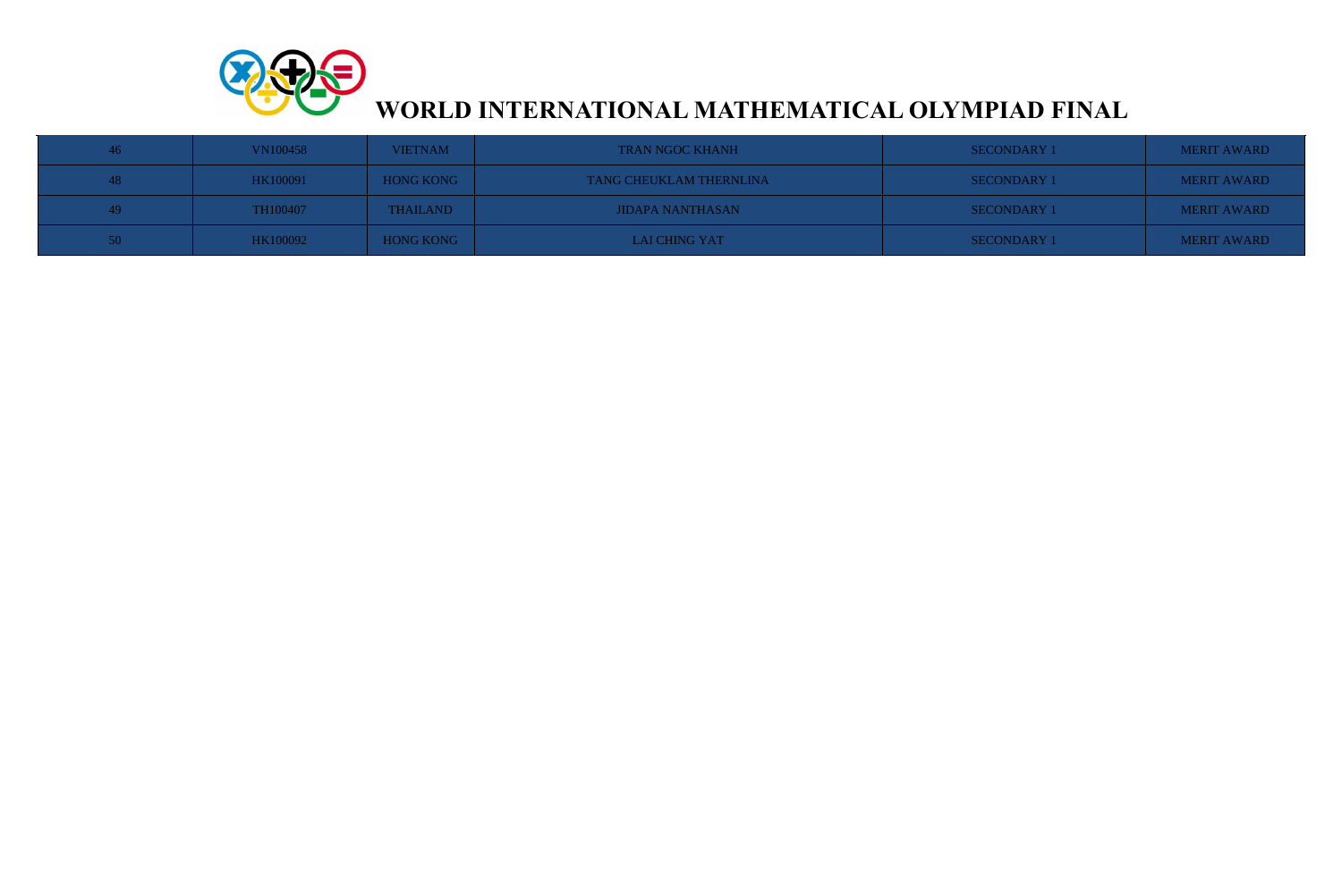# WORLD INTERNATIONAL MATHEMATICAL OLYMPIAD FINAL

| | | | | | |
|---|---|---|---|---|---|
| 46 | VN100458 | VIETNAM | TRAN NGOC KHANH | SECONDARY 1 | MERIT AWARD |
| 48 | HK100091 | HONG KONG | TANG CHEUKLAM THERNLINA | SECONDARY 1 | MERIT AWARD |
| 49 | TH100407 | THAILAND | JIDAPA NANTHASAN | SECONDARY 1 | MERIT AWARD |
| 50 | HK100092 | HONG KONG | LAI CHING YAT | SECONDARY 1 | MERIT AWARD |